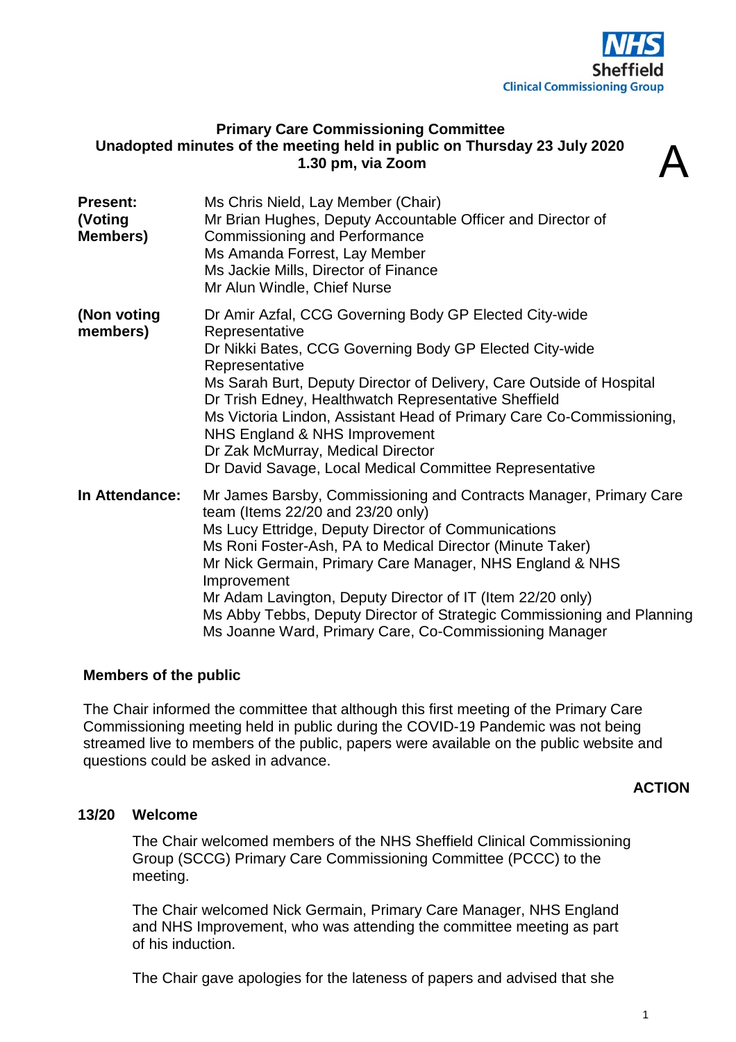NHS Sheffield Clinical Commissioning Group

A

**Primary Care Commissioning Committee**
**Unadopted minutes of the meeting held in public on Thursday 23 July 2020**
**1.30 pm, via Zoom**

| | |
|---|---|
| **Present: (Voting Members)** | Ms Chris Nield, Lay Member (Chair)<br>Mr Brian Hughes, Deputy Accountable Officer and Director of Commissioning and Performance<br>Ms Amanda Forrest, Lay Member<br>Ms Jackie Mills, Director of Finance<br>Mr Alun Windle, Chief Nurse |
| **(Non voting members)** | Dr Amir Azfal, CCG Governing Body GP Elected City-wide Representative<br>Dr Nikki Bates, CCG Governing Body GP Elected City-wide Representative<br>Ms Sarah Burt, Deputy Director of Delivery, Care Outside of Hospital<br>Dr Trish Edney, Healthwatch Representative Sheffield<br>Ms Victoria Lindon, Assistant Head of Primary Care Co-Commissioning, NHS England & NHS Improvement<br>Dr Zak McMurray, Medical Director<br>Dr David Savage, Local Medical Committee Representative |
| **In Attendance:** | Mr James Barsby, Commissioning and Contracts Manager, Primary Care team (Items 22/20 and 23/20 only)<br>Ms Lucy Ettridge, Deputy Director of Communications<br>Ms Roni Foster-Ash, PA to Medical Director (Minute Taker)<br>Mr Nick Germain, Primary Care Manager, NHS England & NHS Improvement<br>Mr Adam Lavington, Deputy Director of IT (Item 22/20 only)<br>Ms Abby Tebbs, Deputy Director of Strategic Commissioning and Planning<br>Ms Joanne Ward, Primary Care, Co-Commissioning Manager |

**Members of the public**

The Chair informed the committee that although this first meeting of the Primary Care Commissioning meeting held in public during the COVID-19 Pandemic was not being streamed live to members of the public, papers were available on the public website and questions could be asked in advance.

**ACTION**

**13/20 Welcome**

The Chair welcomed members of the NHS Sheffield Clinical Commissioning Group (SCCG) Primary Care Commissioning Committee (PCCC) to the meeting.

The Chair welcomed Nick Germain, Primary Care Manager, NHS England and NHS Improvement, who was attending the committee meeting as part of his induction.

The Chair gave apologies for the lateness of papers and advised that she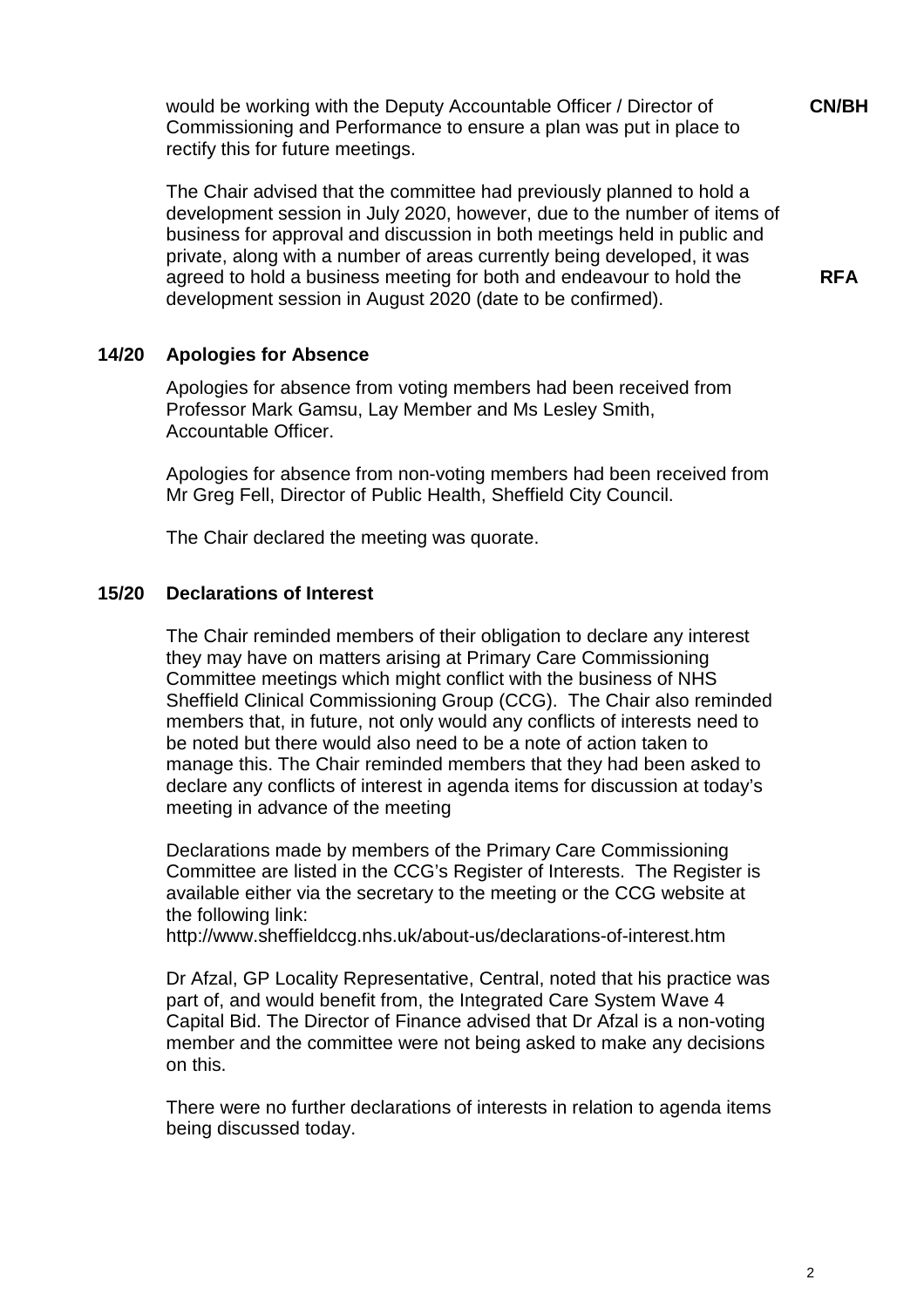would be working with the Deputy Accountable Officer / Director of Commissioning and Performance to ensure a plan was put in place to rectify this for future meetings. **CN/BH**

The Chair advised that the committee had previously planned to hold a development session in July 2020, however, due to the number of items of business for approval and discussion in both meetings held in public and private, along with a number of areas currently being developed, it was agreed to hold a business meeting for both and endeavour to hold the development session in August 2020 (date to be confirmed). **RFA**

## 14/20 Apologies for Absence

Apologies for absence from voting members had been received from Professor Mark Gamsu, Lay Member and Ms Lesley Smith, Accountable Officer.

Apologies for absence from non-voting members had been received from Mr Greg Fell, Director of Public Health, Sheffield City Council.

The Chair declared the meeting was quorate.

## 15/20 Declarations of Interest

The Chair reminded members of their obligation to declare any interest they may have on matters arising at Primary Care Commissioning Committee meetings which might conflict with the business of NHS Sheffield Clinical Commissioning Group (CCG). The Chair also reminded members that, in future, not only would any conflicts of interests need to be noted but there would also need to be a note of action taken to manage this. The Chair reminded members that they had been asked to declare any conflicts of interest in agenda items for discussion at today's meeting in advance of the meeting

Declarations made by members of the Primary Care Commissioning Committee are listed in the CCG's Register of Interests. The Register is available either via the secretary to the meeting or the CCG website at the following link:
http://www.sheffieldccg.nhs.uk/about-us/declarations-of-interest.htm

Dr Afzal, GP Locality Representative, Central, noted that his practice was part of, and would benefit from, the Integrated Care System Wave 4 Capital Bid. The Director of Finance advised that Dr Afzal is a non-voting member and the committee were not being asked to make any decisions on this.

There were no further declarations of interests in relation to agenda items being discussed today.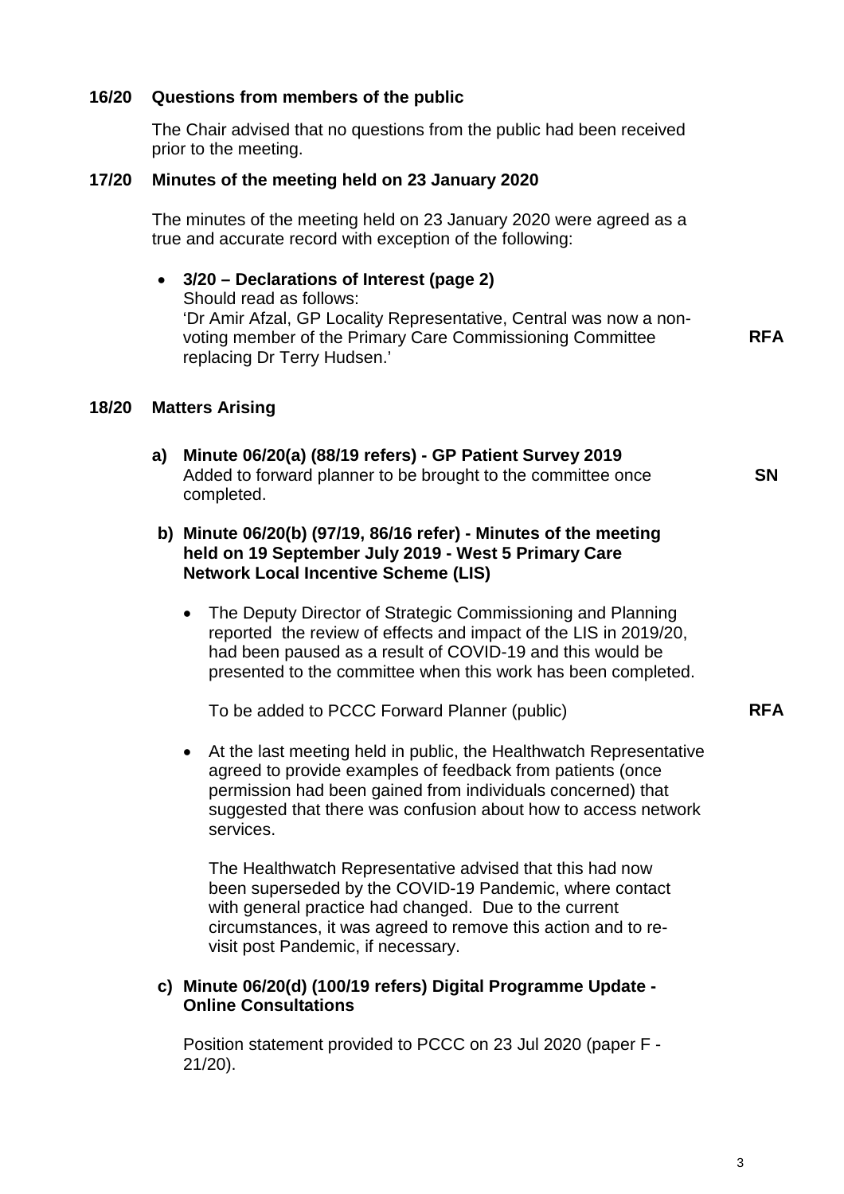**16/20 Questions from members of the public**

The Chair advised that no questions from the public had been received prior to the meeting.

**17/20 Minutes of the meeting held on 23 January 2020**

The minutes of the meeting held on 23 January 2020 were agreed as a true and accurate record with exception of the following:

- **3/20 – Declarations of Interest (page 2)**
  Should read as follows:
  'Dr Amir Afzal, GP Locality Representative, Central was now a non-voting member of the Primary Care Commissioning Committee replacing Dr Terry Hudsen.' **RFA**

**18/20 Matters Arising**

**a) Minute 06/20(a) (88/19 refers) - GP Patient Survey 2019**
Added to forward planner to be brought to the committee once completed. **SN**

**b) Minute 06/20(b) (97/19, 86/16 refer) - Minutes of the meeting held on 19 September July 2019 - West 5 Primary Care Network Local Incentive Scheme (LIS)**

- The Deputy Director of Strategic Commissioning and Planning reported the review of effects and impact of the LIS in 2019/20, had been paused as a result of COVID-19 and this would be presented to the committee when this work has been completed.

  To be added to PCCC Forward Planner (public) **RFA**

- At the last meeting held in public, the Healthwatch Representative agreed to provide examples of feedback from patients (once permission had been gained from individuals concerned) that suggested that there was confusion about how to access network services.

  The Healthwatch Representative advised that this had now been superseded by the COVID-19 Pandemic, where contact with general practice had changed. Due to the current circumstances, it was agreed to remove this action and to re-visit post Pandemic, if necessary.

**c) Minute 06/20(d) (100/19 refers) Digital Programme Update - Online Consultations**

Position statement provided to PCCC on 23 Jul 2020 (paper F - 21/20).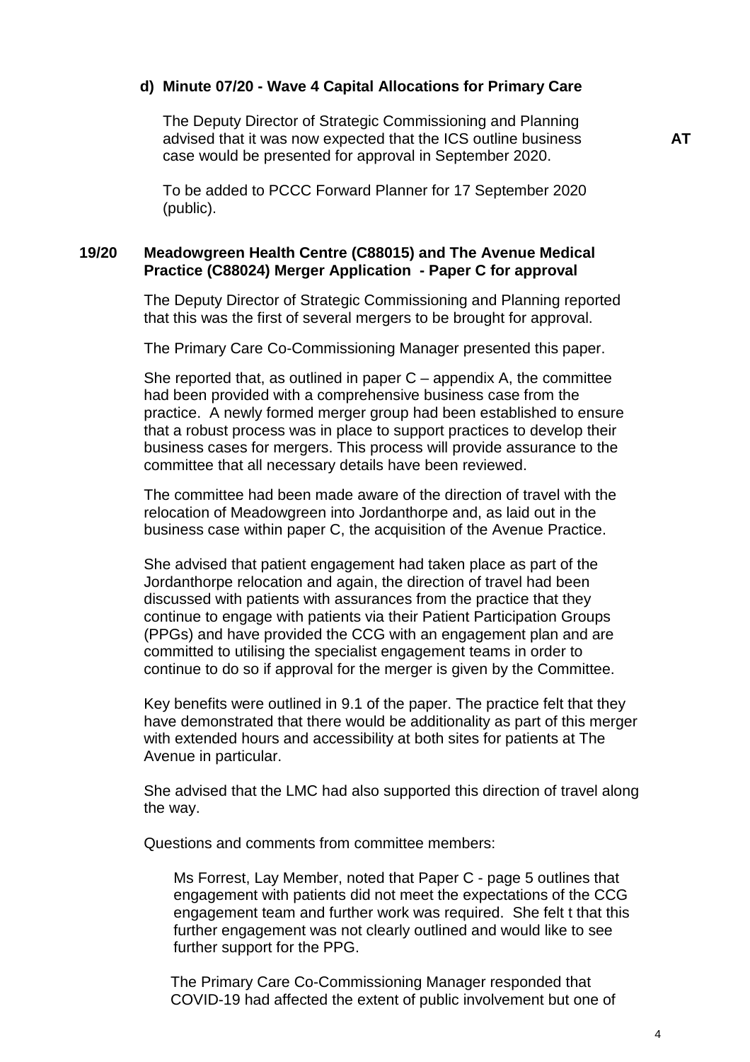**d) Minute 07/20 - Wave 4 Capital Allocations for Primary Care**

The Deputy Director of Strategic Commissioning and Planning advised that it was now expected that the ICS outline business case would be presented for approval in September 2020. **AT**

To be added to PCCC Forward Planner for 17 September 2020 (public).

**19/20 Meadowgreen Health Centre (C88015) and The Avenue Medical Practice (C88024) Merger Application - Paper C for approval**

The Deputy Director of Strategic Commissioning and Planning reported that this was the first of several mergers to be brought for approval.

The Primary Care Co-Commissioning Manager presented this paper.

She reported that, as outlined in paper C – appendix A, the committee had been provided with a comprehensive business case from the practice. A newly formed merger group had been established to ensure that a robust process was in place to support practices to develop their business cases for mergers. This process will provide assurance to the committee that all necessary details have been reviewed.

The committee had been made aware of the direction of travel with the relocation of Meadowgreen into Jordanthorpe and, as laid out in the business case within paper C, the acquisition of the Avenue Practice.

She advised that patient engagement had taken place as part of the Jordanthorpe relocation and again, the direction of travel had been discussed with patients with assurances from the practice that they continue to engage with patients via their Patient Participation Groups (PPGs) and have provided the CCG with an engagement plan and are committed to utilising the specialist engagement teams in order to continue to do so if approval for the merger is given by the Committee.

Key benefits were outlined in 9.1 of the paper. The practice felt that they have demonstrated that there would be additionality as part of this merger with extended hours and accessibility at both sites for patients at The Avenue in particular.

She advised that the LMC had also supported this direction of travel along the way.

Questions and comments from committee members:

Ms Forrest, Lay Member, noted that Paper C - page 5 outlines that engagement with patients did not meet the expectations of the CCG engagement team and further work was required. She felt t that this further engagement was not clearly outlined and would like to see further support for the PPG.

The Primary Care Co-Commissioning Manager responded that COVID-19 had affected the extent of public involvement but one of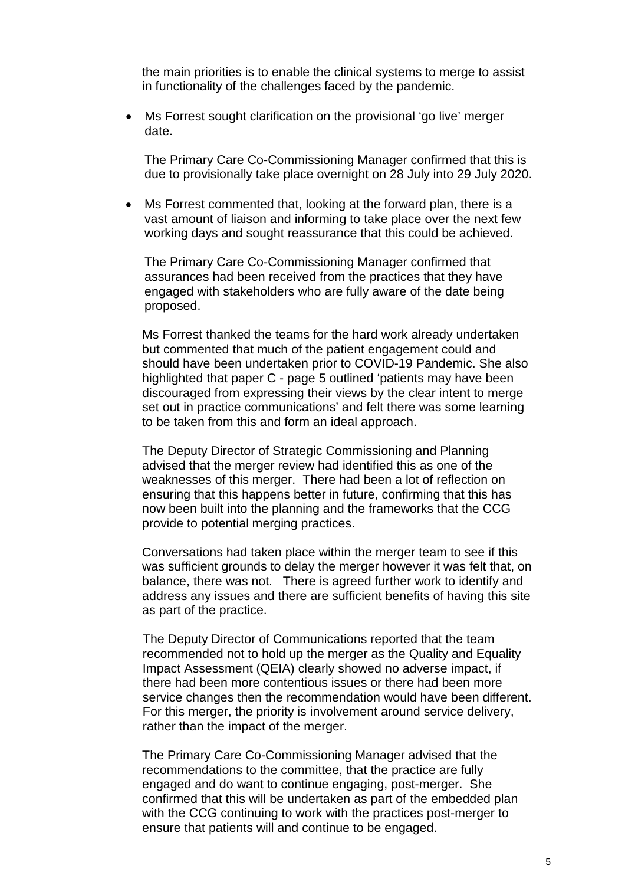the main priorities is to enable the clinical systems to merge to assist in functionality of the challenges faced by the pandemic.

- Ms Forrest sought clarification on the provisional 'go live' merger date.

  The Primary Care Co-Commissioning Manager confirmed that this is due to provisionally take place overnight on 28 July into 29 July 2020.

- Ms Forrest commented that, looking at the forward plan, there is a vast amount of liaison and informing to take place over the next few working days and sought reassurance that this could be achieved.

  The Primary Care Co-Commissioning Manager confirmed that assurances had been received from the practices that they have engaged with stakeholders who are fully aware of the date being proposed.

  Ms Forrest thanked the teams for the hard work already undertaken but commented that much of the patient engagement could and should have been undertaken prior to COVID-19 Pandemic. She also highlighted that paper C - page 5 outlined 'patients may have been discouraged from expressing their views by the clear intent to merge set out in practice communications' and felt there was some learning to be taken from this and form an ideal approach.

  The Deputy Director of Strategic Commissioning and Planning advised that the merger review had identified this as one of the weaknesses of this merger. There had been a lot of reflection on ensuring that this happens better in future, confirming that this has now been built into the planning and the frameworks that the CCG provide to potential merging practices.

  Conversations had taken place within the merger team to see if this was sufficient grounds to delay the merger however it was felt that, on balance, there was not. There is agreed further work to identify and address any issues and there are sufficient benefits of having this site as part of the practice.

  The Deputy Director of Communications reported that the team recommended not to hold up the merger as the Quality and Equality Impact Assessment (QEIA) clearly showed no adverse impact, if there had been more contentious issues or there had been more service changes then the recommendation would have been different. For this merger, the priority is involvement around service delivery, rather than the impact of the merger.

  The Primary Care Co-Commissioning Manager advised that the recommendations to the committee, that the practice are fully engaged and do want to continue engaging, post-merger. She confirmed that this will be undertaken as part of the embedded plan with the CCG continuing to work with the practices post-merger to ensure that patients will and continue to be engaged.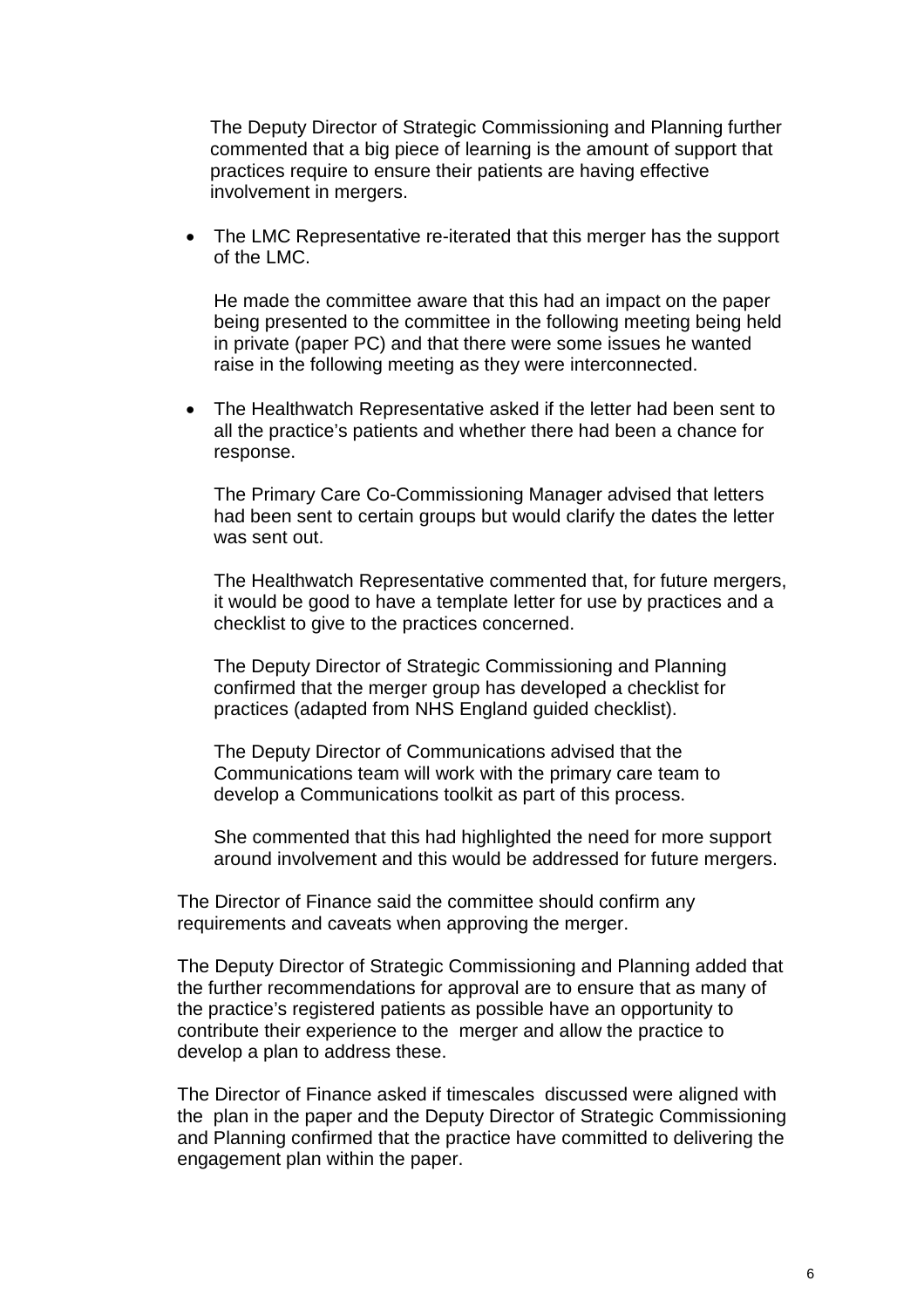The Deputy Director of Strategic Commissioning and Planning further commented that a big piece of learning is the amount of support that practices require to ensure their patients are having effective involvement in mergers.

- The LMC Representative re-iterated that this merger has the support of the LMC.

  He made the committee aware that this had an impact on the paper being presented to the committee in the following meeting being held in private (paper PC) and that there were some issues he wanted raise in the following meeting as they were interconnected.

- The Healthwatch Representative asked if the letter had been sent to all the practice's patients and whether there had been a chance for response.

  The Primary Care Co-Commissioning Manager advised that letters had been sent to certain groups but would clarify the dates the letter was sent out.

  The Healthwatch Representative commented that, for future mergers, it would be good to have a template letter for use by practices and a checklist to give to the practices concerned.

  The Deputy Director of Strategic Commissioning and Planning confirmed that the merger group has developed a checklist for practices (adapted from NHS England guided checklist).

  The Deputy Director of Communications advised that the Communications team will work with the primary care team to develop a Communications toolkit as part of this process.

  She commented that this had highlighted the need for more support around involvement and this would be addressed for future mergers.

The Director of Finance said the committee should confirm any requirements and caveats when approving the merger.

The Deputy Director of Strategic Commissioning and Planning added that the further recommendations for approval are to ensure that as many of the practice's registered patients as possible have an opportunity to contribute their experience to the merger and allow the practice to develop a plan to address these.

The Director of Finance asked if timescales discussed were aligned with the plan in the paper and the Deputy Director of Strategic Commissioning and Planning confirmed that the practice have committed to delivering the engagement plan within the paper.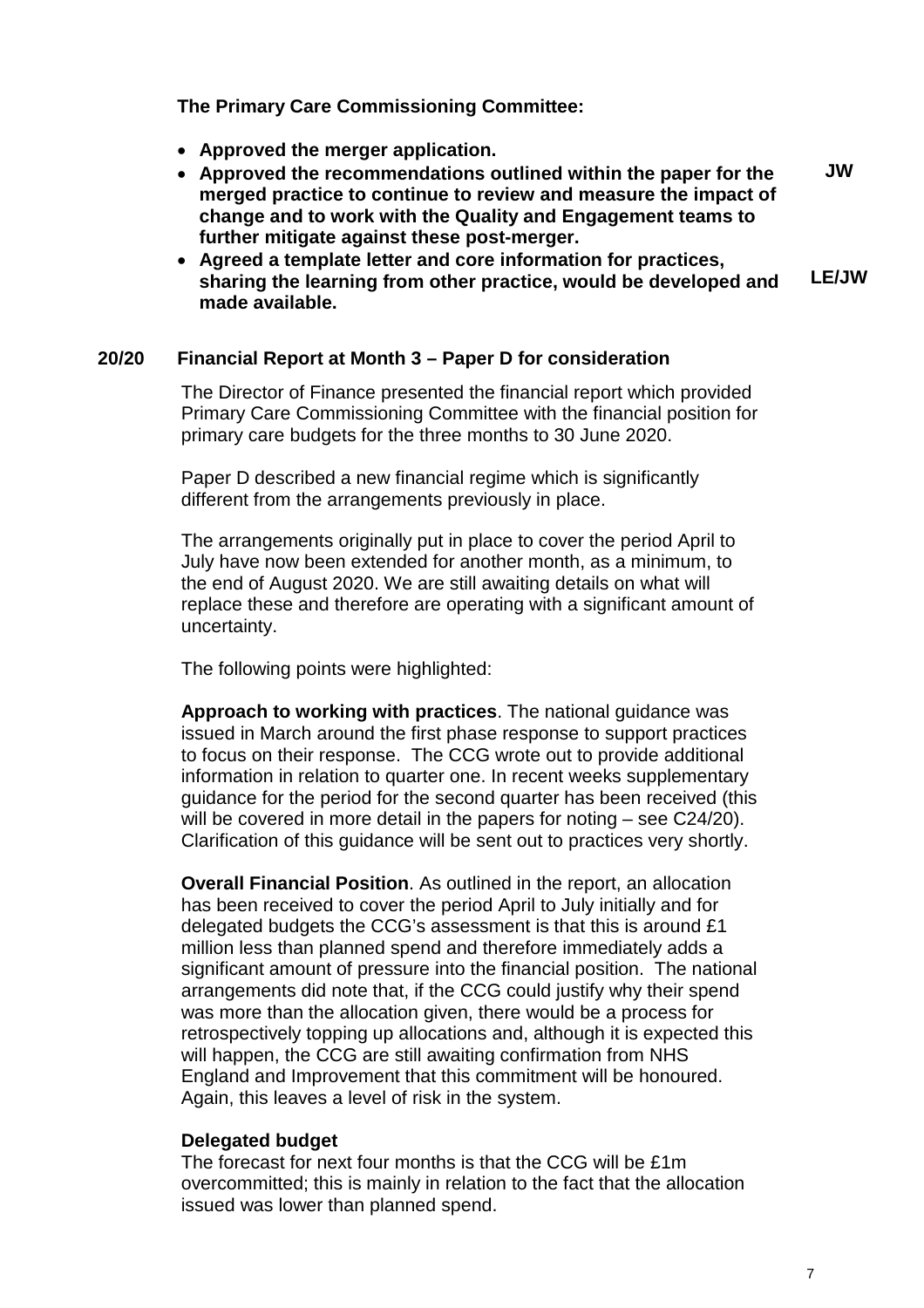**The Primary Care Commissioning Committee:**

- **Approved the merger application.**
- **Approved the recommendations outlined within the paper for the merged practice to continue to review and measure the impact of change and to work with the Quality and Engagement teams to further mitigate against these post-merger.** **JW**
- **Agreed a template letter and core information for practices, sharing the learning from other practice, would be developed and made available.** **LE/JW**

## 20/20 Financial Report at Month 3 – Paper D for consideration

The Director of Finance presented the financial report which provided Primary Care Commissioning Committee with the financial position for primary care budgets for the three months to 30 June 2020.

Paper D described a new financial regime which is significantly different from the arrangements previously in place.

The arrangements originally put in place to cover the period April to July have now been extended for another month, as a minimum, to the end of August 2020. We are still awaiting details on what will replace these and therefore are operating with a significant amount of uncertainty.

The following points were highlighted:

**Approach to working with practices**. The national guidance was issued in March around the first phase response to support practices to focus on their response. The CCG wrote out to provide additional information in relation to quarter one. In recent weeks supplementary guidance for the period for the second quarter has been received (this will be covered in more detail in the papers for noting – see C24/20). Clarification of this guidance will be sent out to practices very shortly.

**Overall Financial Position**. As outlined in the report, an allocation has been received to cover the period April to July initially and for delegated budgets the CCG's assessment is that this is around £1 million less than planned spend and therefore immediately adds a significant amount of pressure into the financial position. The national arrangements did note that, if the CCG could justify why their spend was more than the allocation given, there would be a process for retrospectively topping up allocations and, although it is expected this will happen, the CCG are still awaiting confirmation from NHS England and Improvement that this commitment will be honoured. Again, this leaves a level of risk in the system.

**Delegated budget**

The forecast for next four months is that the CCG will be £1m overcommitted; this is mainly in relation to the fact that the allocation issued was lower than planned spend.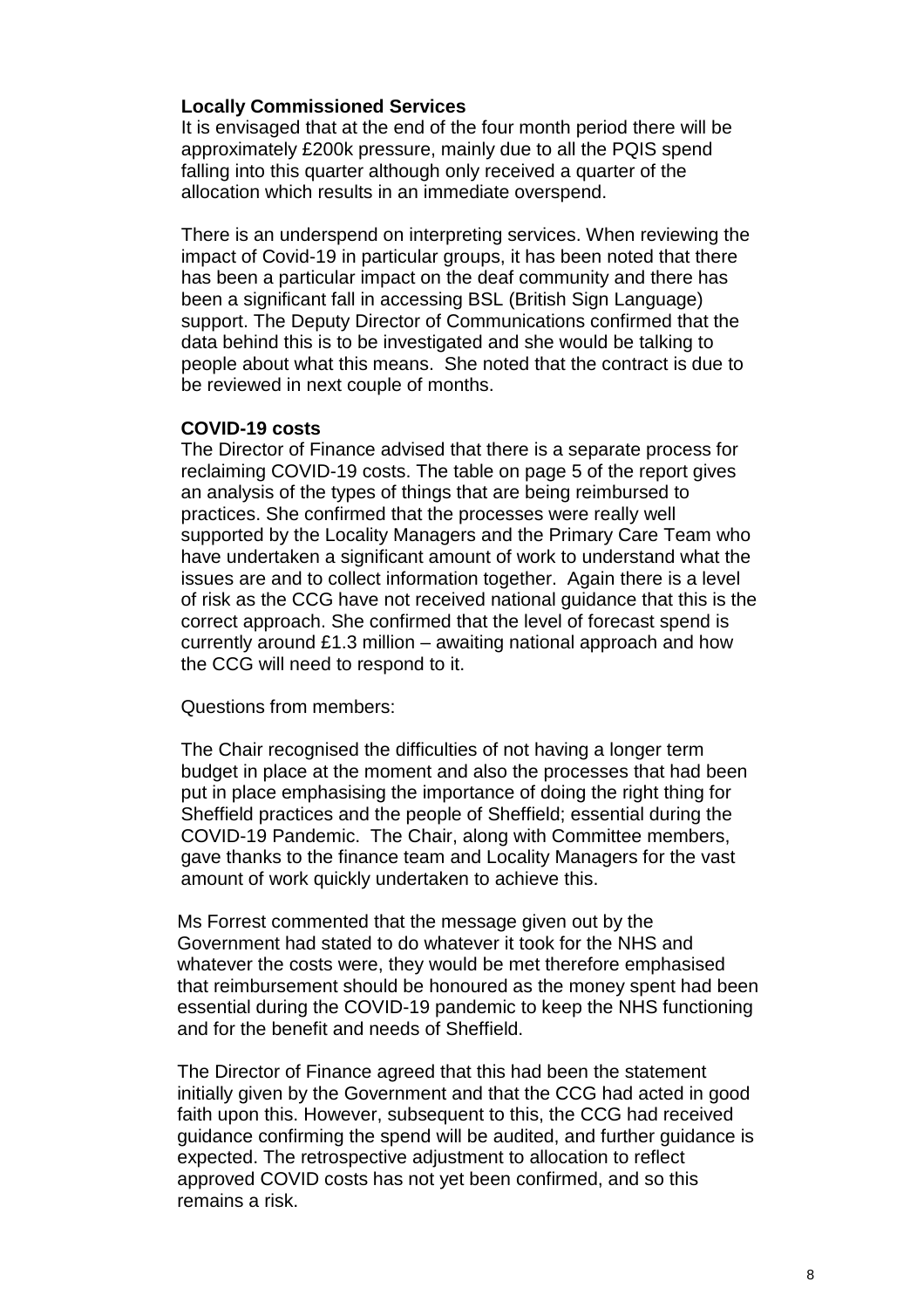**Locally Commissioned Services**

It is envisaged that at the end of the four month period there will be approximately £200k pressure, mainly due to all the PQIS spend falling into this quarter although only received a quarter of the allocation which results in an immediate overspend.

There is an underspend on interpreting services. When reviewing the impact of Covid-19 in particular groups, it has been noted that there has been a particular impact on the deaf community and there has been a significant fall in accessing BSL (British Sign Language) support. The Deputy Director of Communications confirmed that the data behind this is to be investigated and she would be talking to people about what this means. She noted that the contract is due to be reviewed in next couple of months.

**COVID-19 costs**

The Director of Finance advised that there is a separate process for reclaiming COVID-19 costs. The table on page 5 of the report gives an analysis of the types of things that are being reimbursed to practices. She confirmed that the processes were really well supported by the Locality Managers and the Primary Care Team who have undertaken a significant amount of work to understand what the issues are and to collect information together. Again there is a level of risk as the CCG have not received national guidance that this is the correct approach. She confirmed that the level of forecast spend is currently around £1.3 million – awaiting national approach and how the CCG will need to respond to it.

Questions from members:

The Chair recognised the difficulties of not having a longer term budget in place at the moment and also the processes that had been put in place emphasising the importance of doing the right thing for Sheffield practices and the people of Sheffield; essential during the COVID-19 Pandemic. The Chair, along with Committee members, gave thanks to the finance team and Locality Managers for the vast amount of work quickly undertaken to achieve this.

Ms Forrest commented that the message given out by the Government had stated to do whatever it took for the NHS and whatever the costs were, they would be met therefore emphasised that reimbursement should be honoured as the money spent had been essential during the COVID-19 pandemic to keep the NHS functioning and for the benefit and needs of Sheffield.

The Director of Finance agreed that this had been the statement initially given by the Government and that the CCG had acted in good faith upon this. However, subsequent to this, the CCG had received guidance confirming the spend will be audited, and further guidance is expected. The retrospective adjustment to allocation to reflect approved COVID costs has not yet been confirmed, and so this remains a risk.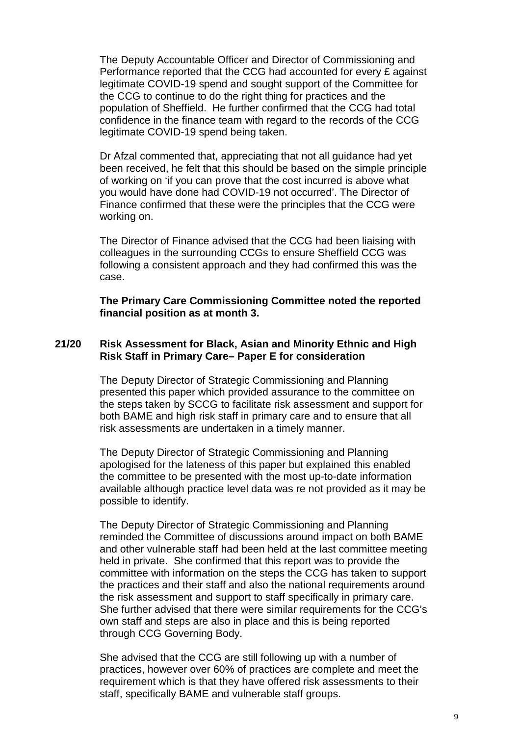The Deputy Accountable Officer and Director of Commissioning and Performance reported that the CCG had accounted for every £ against legitimate COVID-19 spend and sought support of the Committee for the CCG to continue to do the right thing for practices and the population of Sheffield. He further confirmed that the CCG had total confidence in the finance team with regard to the records of the CCG legitimate COVID-19 spend being taken.

Dr Afzal commented that, appreciating that not all guidance had yet been received, he felt that this should be based on the simple principle of working on 'if you can prove that the cost incurred is above what you would have done had COVID-19 not occurred'. The Director of Finance confirmed that these were the principles that the CCG were working on.

The Director of Finance advised that the CCG had been liaising with colleagues in the surrounding CCGs to ensure Sheffield CCG was following a consistent approach and they had confirmed this was the case.

**The Primary Care Commissioning Committee noted the reported financial position as at month 3.**

**21/20 Risk Assessment for Black, Asian and Minority Ethnic and High Risk Staff in Primary Care– Paper E for consideration**

The Deputy Director of Strategic Commissioning and Planning presented this paper which provided assurance to the committee on the steps taken by SCCG to facilitate risk assessment and support for both BAME and high risk staff in primary care and to ensure that all risk assessments are undertaken in a timely manner.

The Deputy Director of Strategic Commissioning and Planning apologised for the lateness of this paper but explained this enabled the committee to be presented with the most up-to-date information available although practice level data was re not provided as it may be possible to identify.

The Deputy Director of Strategic Commissioning and Planning reminded the Committee of discussions around impact on both BAME and other vulnerable staff had been held at the last committee meeting held in private. She confirmed that this report was to provide the committee with information on the steps the CCG has taken to support the practices and their staff and also the national requirements around the risk assessment and support to staff specifically in primary care. She further advised that there were similar requirements for the CCG's own staff and steps are also in place and this is being reported through CCG Governing Body.

She advised that the CCG are still following up with a number of practices, however over 60% of practices are complete and meet the requirement which is that they have offered risk assessments to their staff, specifically BAME and vulnerable staff groups.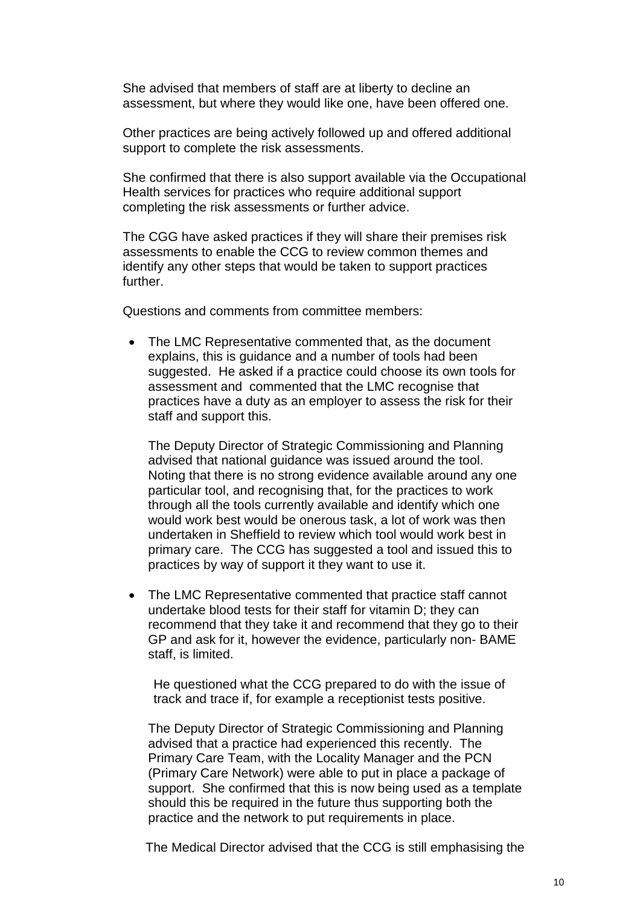She advised that members of staff are at liberty to decline an assessment, but where they would like one, have been offered one.

Other practices are being actively followed up and offered additional support to complete the risk assessments.

She confirmed that there is also support available via the Occupational Health services for practices who require additional support completing the risk assessments or further advice.

The CGG have asked practices if they will share their premises risk assessments to enable the CCG to review common themes and identify any other steps that would be taken to support practices further.

Questions and comments from committee members:

- The LMC Representative commented that, as the document explains, this is guidance and a number of tools had been suggested. He asked if a practice could choose its own tools for assessment and commented that the LMC recognise that practices have a duty as an employer to assess the risk for their staff and support this.

  The Deputy Director of Strategic Commissioning and Planning advised that national guidance was issued around the tool. Noting that there is no strong evidence available around any one particular tool, and recognising that, for the practices to work through all the tools currently available and identify which one would work best would be onerous task, a lot of work was then undertaken in Sheffield to review which tool would work best in primary care. The CCG has suggested a tool and issued this to practices by way of support it they want to use it.

- The LMC Representative commented that practice staff cannot undertake blood tests for their staff for vitamin D; they can recommend that they take it and recommend that they go to their GP and ask for it, however the evidence, particularly non- BAME staff, is limited.

  He questioned what the CCG prepared to do with the issue of track and trace if, for example a receptionist tests positive.

  The Deputy Director of Strategic Commissioning and Planning advised that a practice had experienced this recently. The Primary Care Team, with the Locality Manager and the PCN (Primary Care Network) were able to put in place a package of support. She confirmed that this is now being used as a template should this be required in the future thus supporting both the practice and the network to put requirements in place.

  The Medical Director advised that the CCG is still emphasising the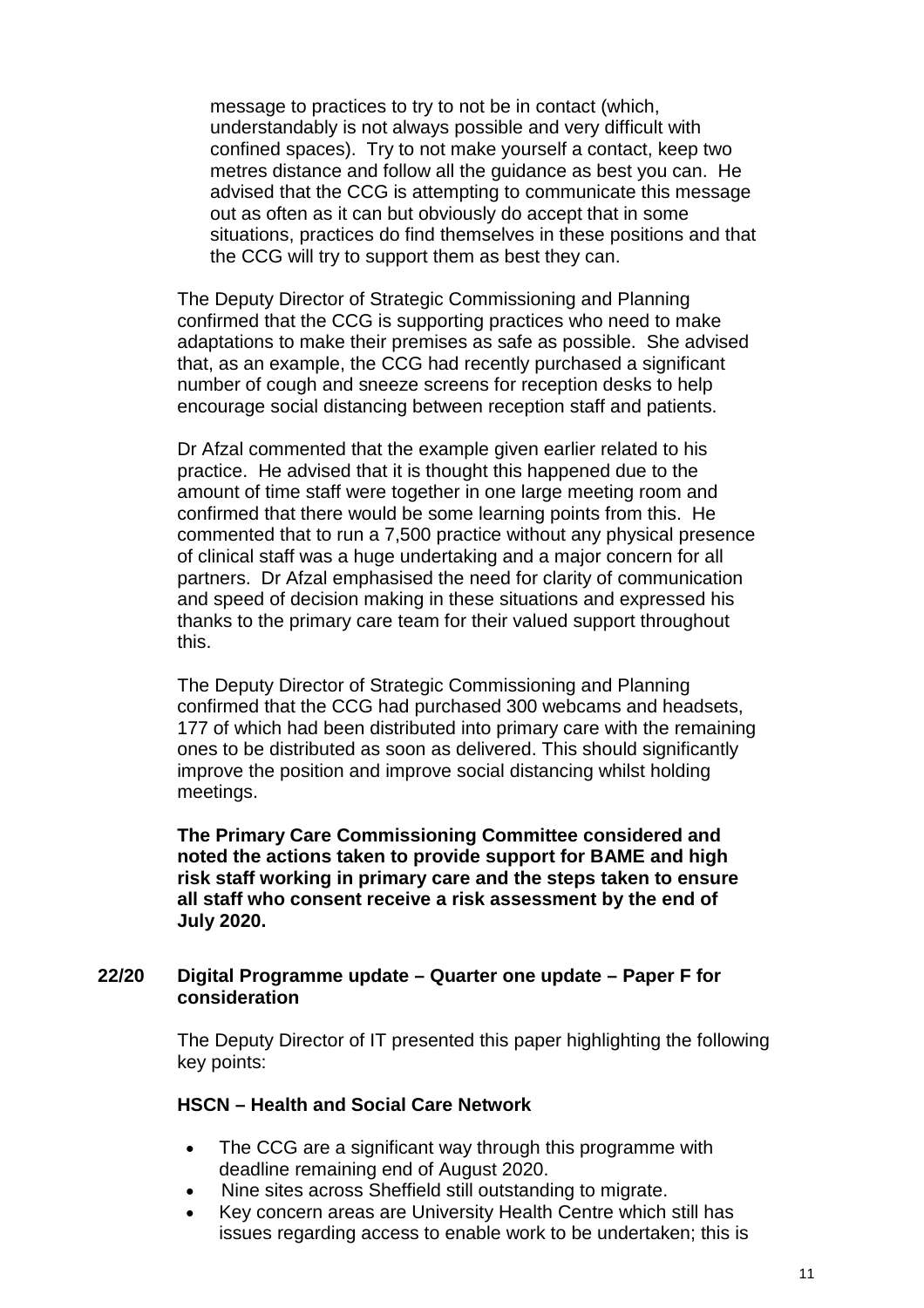message to practices to try to not be in contact (which, understandably is not always possible and very difficult with confined spaces). Try to not make yourself a contact, keep two metres distance and follow all the guidance as best you can. He advised that the CCG is attempting to communicate this message out as often as it can but obviously do accept that in some situations, practices do find themselves in these positions and that the CCG will try to support them as best they can.

The Deputy Director of Strategic Commissioning and Planning confirmed that the CCG is supporting practices who need to make adaptations to make their premises as safe as possible. She advised that, as an example, the CCG had recently purchased a significant number of cough and sneeze screens for reception desks to help encourage social distancing between reception staff and patients.

Dr Afzal commented that the example given earlier related to his practice. He advised that it is thought this happened due to the amount of time staff were together in one large meeting room and confirmed that there would be some learning points from this. He commented that to run a 7,500 practice without any physical presence of clinical staff was a huge undertaking and a major concern for all partners. Dr Afzal emphasised the need for clarity of communication and speed of decision making in these situations and expressed his thanks to the primary care team for their valued support throughout this.

The Deputy Director of Strategic Commissioning and Planning confirmed that the CCG had purchased 300 webcams and headsets, 177 of which had been distributed into primary care with the remaining ones to be distributed as soon as delivered. This should significantly improve the position and improve social distancing whilst holding meetings.

**The Primary Care Commissioning Committee considered and noted the actions taken to provide support for BAME and high risk staff working in primary care and the steps taken to ensure all staff who consent receive a risk assessment by the end of July 2020.**

**22/20 Digital Programme update – Quarter one update – Paper F for consideration**

The Deputy Director of IT presented this paper highlighting the following key points:

**HSCN – Health and Social Care Network**

- The CCG are a significant way through this programme with deadline remaining end of August 2020.
- Nine sites across Sheffield still outstanding to migrate.
- Key concern areas are University Health Centre which still has issues regarding access to enable work to be undertaken; this is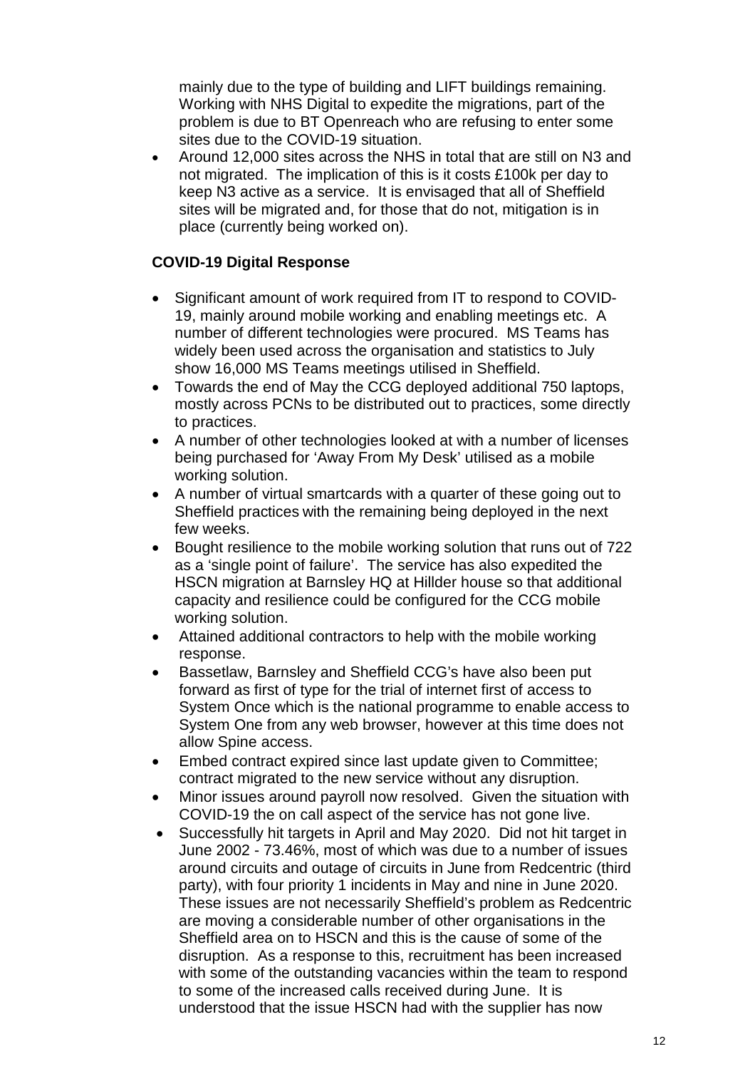mainly due to the type of building and LIFT buildings remaining. Working with NHS Digital to expedite the migrations, part of the problem is due to BT Openreach who are refusing to enter some sites due to the COVID-19 situation.

- Around 12,000 sites across the NHS in total that are still on N3 and not migrated. The implication of this is it costs £100k per day to keep N3 active as a service. It is envisaged that all of Sheffield sites will be migrated and, for those that do not, mitigation is in place (currently being worked on).

**COVID-19 Digital Response**

- Significant amount of work required from IT to respond to COVID-19, mainly around mobile working and enabling meetings etc. A number of different technologies were procured. MS Teams has widely been used across the organisation and statistics to July show 16,000 MS Teams meetings utilised in Sheffield.
- Towards the end of May the CCG deployed additional 750 laptops, mostly across PCNs to be distributed out to practices, some directly to practices.
- A number of other technologies looked at with a number of licenses being purchased for 'Away From My Desk' utilised as a mobile working solution.
- A number of virtual smartcards with a quarter of these going out to Sheffield practices with the remaining being deployed in the next few weeks.
- Bought resilience to the mobile working solution that runs out of 722 as a 'single point of failure'. The service has also expedited the HSCN migration at Barnsley HQ at Hillder house so that additional capacity and resilience could be configured for the CCG mobile working solution.
- Attained additional contractors to help with the mobile working response.
- Bassetlaw, Barnsley and Sheffield CCG's have also been put forward as first of type for the trial of internet first of access to System Once which is the national programme to enable access to System One from any web browser, however at this time does not allow Spine access.
- Embed contract expired since last update given to Committee; contract migrated to the new service without any disruption.
- Minor issues around payroll now resolved. Given the situation with COVID-19 the on call aspect of the service has not gone live.
- Successfully hit targets in April and May 2020. Did not hit target in June 2002 - 73.46%, most of which was due to a number of issues around circuits and outage of circuits in June from Redcentric (third party), with four priority 1 incidents in May and nine in June 2020. These issues are not necessarily Sheffield's problem as Redcentric are moving a considerable number of other organisations in the Sheffield area on to HSCN and this is the cause of some of the disruption. As a response to this, recruitment has been increased with some of the outstanding vacancies within the team to respond to some of the increased calls received during June. It is understood that the issue HSCN had with the supplier has now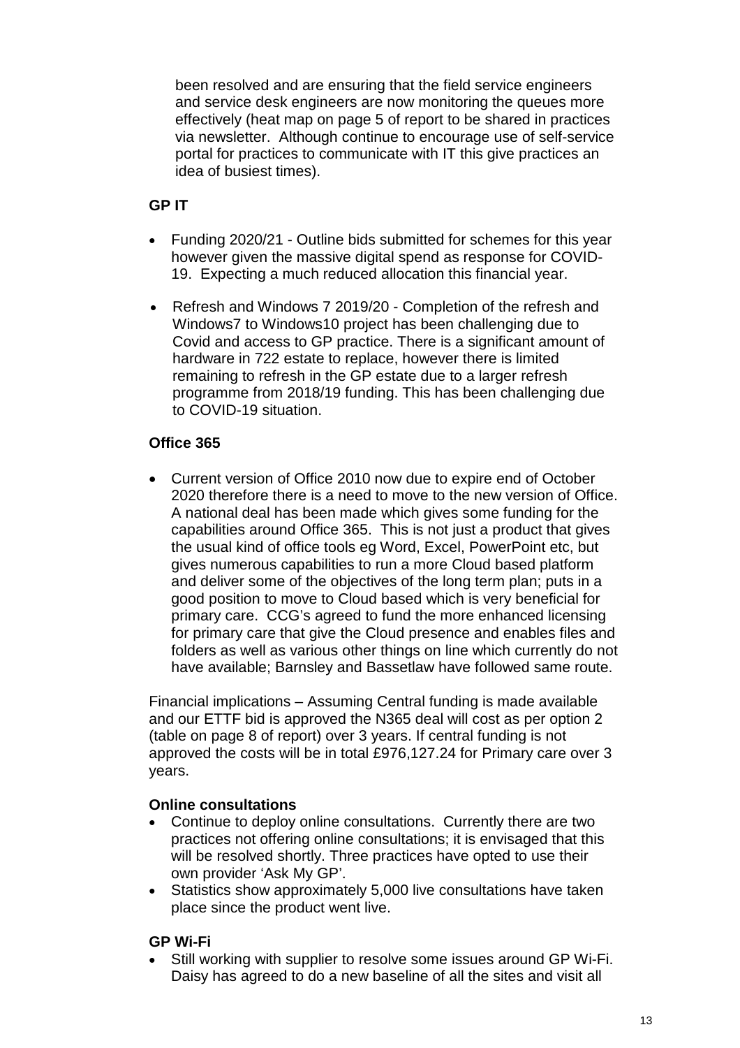been resolved and are ensuring that the field service engineers and service desk engineers are now monitoring the queues more effectively (heat map on page 5 of report to be shared in practices via newsletter. Although continue to encourage use of self-service portal for practices to communicate with IT this give practices an idea of busiest times).

**GP IT**

- Funding 2020/21 - Outline bids submitted for schemes for this year however given the massive digital spend as response for COVID-19. Expecting a much reduced allocation this financial year.
- Refresh and Windows 7 2019/20 - Completion of the refresh and Windows7 to Windows10 project has been challenging due to Covid and access to GP practice. There is a significant amount of hardware in 722 estate to replace, however there is limited remaining to refresh in the GP estate due to a larger refresh programme from 2018/19 funding. This has been challenging due to COVID-19 situation.

**Office 365**

- Current version of Office 2010 now due to expire end of October 2020 therefore there is a need to move to the new version of Office. A national deal has been made which gives some funding for the capabilities around Office 365. This is not just a product that gives the usual kind of office tools eg Word, Excel, PowerPoint etc, but gives numerous capabilities to run a more Cloud based platform and deliver some of the objectives of the long term plan; puts in a good position to move to Cloud based which is very beneficial for primary care. CCG's agreed to fund the more enhanced licensing for primary care that give the Cloud presence and enables files and folders as well as various other things on line which currently do not have available; Barnsley and Bassetlaw have followed same route.

Financial implications – Assuming Central funding is made available and our ETTF bid is approved the N365 deal will cost as per option 2 (table on page 8 of report) over 3 years. If central funding is not approved the costs will be in total £976,127.24 for Primary care over 3 years.

**Online consultations**

- Continue to deploy online consultations. Currently there are two practices not offering online consultations; it is envisaged that this will be resolved shortly. Three practices have opted to use their own provider 'Ask My GP'.
- Statistics show approximately 5,000 live consultations have taken place since the product went live.

**GP Wi-Fi**

- Still working with supplier to resolve some issues around GP Wi-Fi. Daisy has agreed to do a new baseline of all the sites and visit all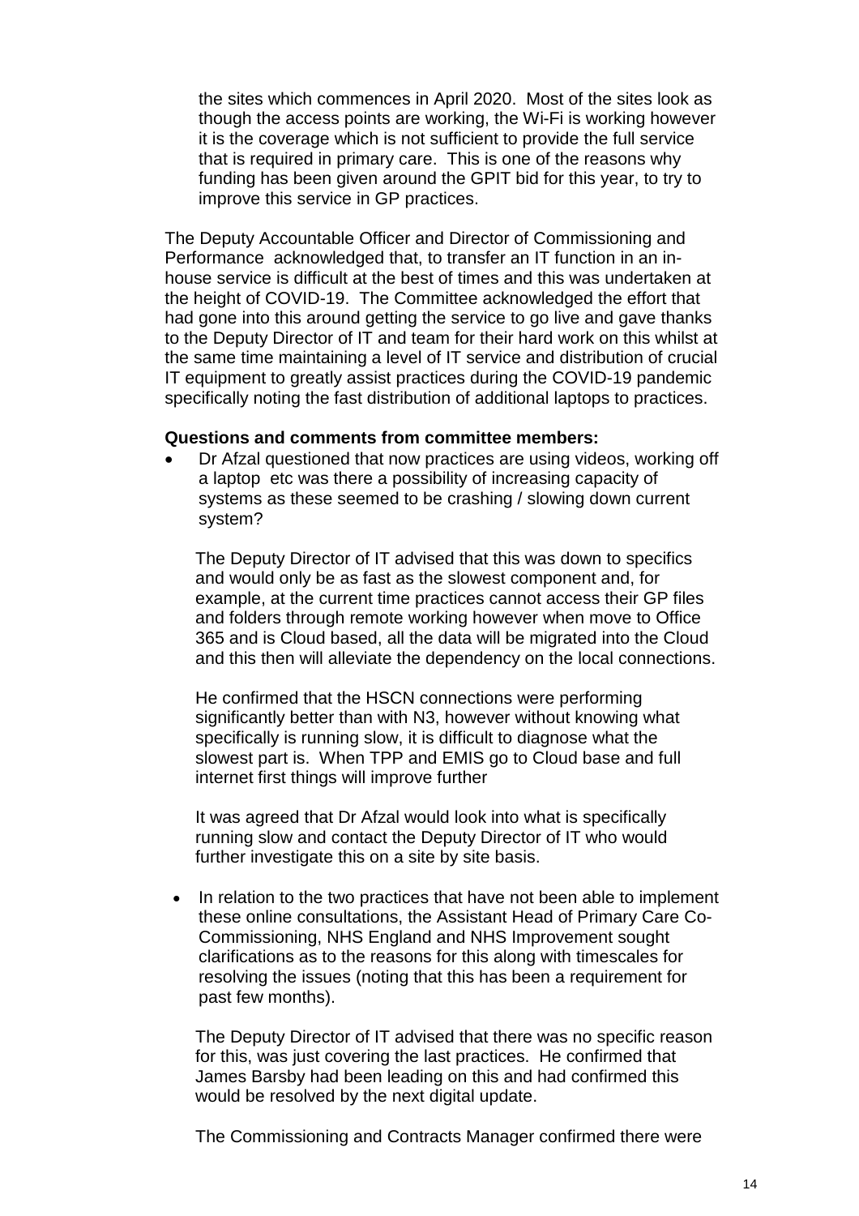the sites which commences in April 2020. Most of the sites look as though the access points are working, the Wi-Fi is working however it is the coverage which is not sufficient to provide the full service that is required in primary care. This is one of the reasons why funding has been given around the GPIT bid for this year, to try to improve this service in GP practices.

The Deputy Accountable Officer and Director of Commissioning and Performance acknowledged that, to transfer an IT function in an in-house service is difficult at the best of times and this was undertaken at the height of COVID-19. The Committee acknowledged the effort that had gone into this around getting the service to go live and gave thanks to the Deputy Director of IT and team for their hard work on this whilst at the same time maintaining a level of IT service and distribution of crucial IT equipment to greatly assist practices during the COVID-19 pandemic specifically noting the fast distribution of additional laptops to practices.

**Questions and comments from committee members:**

- Dr Afzal questioned that now practices are using videos, working off a laptop etc was there a possibility of increasing capacity of systems as these seemed to be crashing / slowing down current system?

  The Deputy Director of IT advised that this was down to specifics and would only be as fast as the slowest component and, for example, at the current time practices cannot access their GP files and folders through remote working however when move to Office 365 and is Cloud based, all the data will be migrated into the Cloud and this then will alleviate the dependency on the local connections.

  He confirmed that the HSCN connections were performing significantly better than with N3, however without knowing what specifically is running slow, it is difficult to diagnose what the slowest part is. When TPP and EMIS go to Cloud base and full internet first things will improve further

  It was agreed that Dr Afzal would look into what is specifically running slow and contact the Deputy Director of IT who would further investigate this on a site by site basis.

- In relation to the two practices that have not been able to implement these online consultations, the Assistant Head of Primary Care Co-Commissioning, NHS England and NHS Improvement sought clarifications as to the reasons for this along with timescales for resolving the issues (noting that this has been a requirement for past few months).

  The Deputy Director of IT advised that there was no specific reason for this, was just covering the last practices. He confirmed that James Barsby had been leading on this and had confirmed this would be resolved by the next digital update.

  The Commissioning and Contracts Manager confirmed there were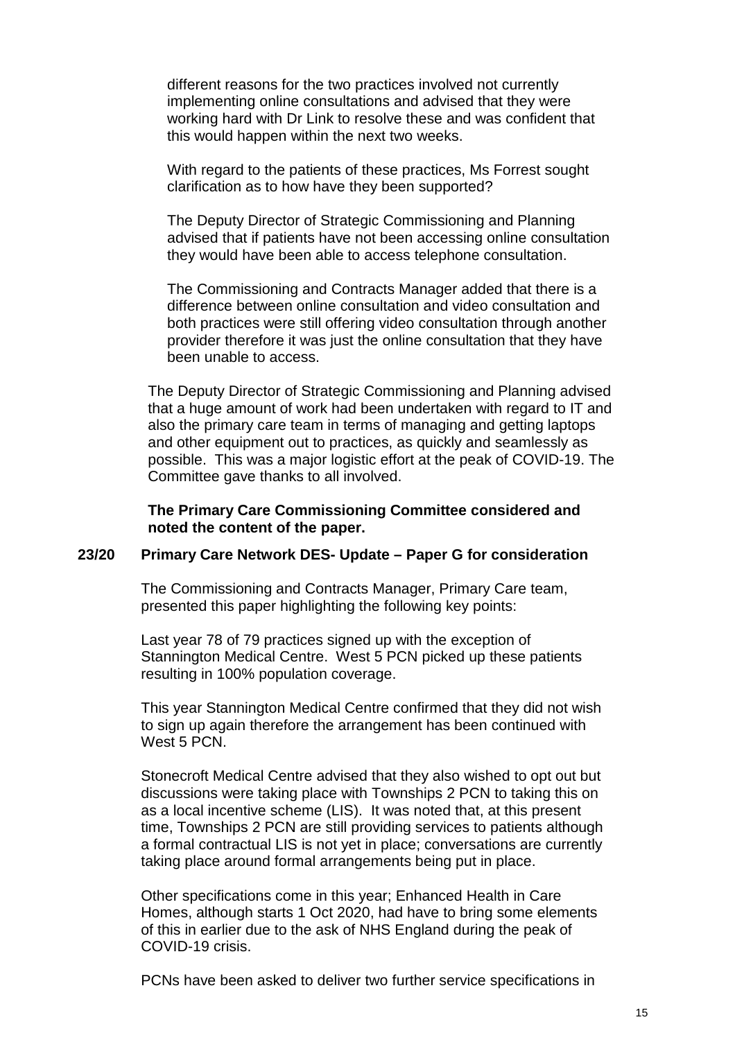different reasons for the two practices involved not currently implementing online consultations and advised that they were working hard with Dr Link to resolve these and was confident that this would happen within the next two weeks.

With regard to the patients of these practices, Ms Forrest sought clarification as to how have they been supported?

The Deputy Director of Strategic Commissioning and Planning advised that if patients have not been accessing online consultation they would have been able to access telephone consultation.

The Commissioning and Contracts Manager added that there is a difference between online consultation and video consultation and both practices were still offering video consultation through another provider therefore it was just the online consultation that they have been unable to access.

The Deputy Director of Strategic Commissioning and Planning advised that a huge amount of work had been undertaken with regard to IT and also the primary care team in terms of managing and getting laptops and other equipment out to practices, as quickly and seamlessly as possible. This was a major logistic effort at the peak of COVID-19. The Committee gave thanks to all involved.

**The Primary Care Commissioning Committee considered and noted the content of the paper.**

**23/20 Primary Care Network DES- Update – Paper G for consideration**

The Commissioning and Contracts Manager, Primary Care team, presented this paper highlighting the following key points:

Last year 78 of 79 practices signed up with the exception of Stannington Medical Centre. West 5 PCN picked up these patients resulting in 100% population coverage.

This year Stannington Medical Centre confirmed that they did not wish to sign up again therefore the arrangement has been continued with West 5 PCN.

Stonecroft Medical Centre advised that they also wished to opt out but discussions were taking place with Townships 2 PCN to taking this on as a local incentive scheme (LIS). It was noted that, at this present time, Townships 2 PCN are still providing services to patients although a formal contractual LIS is not yet in place; conversations are currently taking place around formal arrangements being put in place.

Other specifications come in this year; Enhanced Health in Care Homes, although starts 1 Oct 2020, had have to bring some elements of this in earlier due to the ask of NHS England during the peak of COVID-19 crisis.

PCNs have been asked to deliver two further service specifications in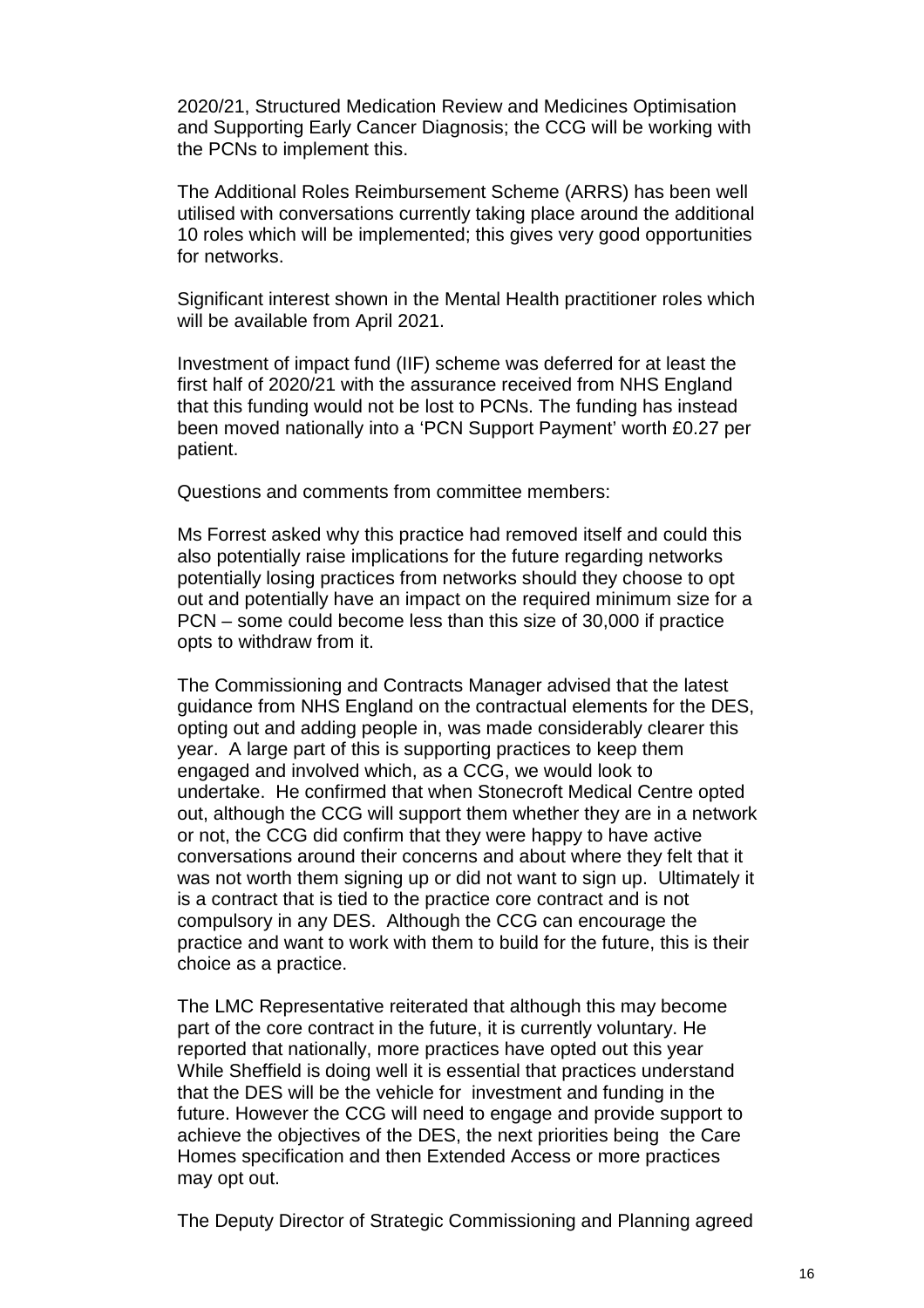2020/21, Structured Medication Review and Medicines Optimisation and Supporting Early Cancer Diagnosis; the CCG will be working with the PCNs to implement this.

The Additional Roles Reimbursement Scheme (ARRS) has been well utilised with conversations currently taking place around the additional 10 roles which will be implemented; this gives very good opportunities for networks.

Significant interest shown in the Mental Health practitioner roles which will be available from April 2021.

Investment of impact fund (IIF) scheme was deferred for at least the first half of 2020/21 with the assurance received from NHS England that this funding would not be lost to PCNs. The funding has instead been moved nationally into a 'PCN Support Payment' worth £0.27 per patient.

Questions and comments from committee members:

Ms Forrest asked why this practice had removed itself and could this also potentially raise implications for the future regarding networks potentially losing practices from networks should they choose to opt out and potentially have an impact on the required minimum size for a PCN – some could become less than this size of 30,000 if practice opts to withdraw from it.

The Commissioning and Contracts Manager advised that the latest guidance from NHS England on the contractual elements for the DES, opting out and adding people in, was made considerably clearer this year. A large part of this is supporting practices to keep them engaged and involved which, as a CCG, we would look to undertake. He confirmed that when Stonecroft Medical Centre opted out, although the CCG will support them whether they are in a network or not, the CCG did confirm that they were happy to have active conversations around their concerns and about where they felt that it was not worth them signing up or did not want to sign up. Ultimately it is a contract that is tied to the practice core contract and is not compulsory in any DES. Although the CCG can encourage the practice and want to work with them to build for the future, this is their choice as a practice.

The LMC Representative reiterated that although this may become part of the core contract in the future, it is currently voluntary. He reported that nationally, more practices have opted out this year While Sheffield is doing well it is essential that practices understand that the DES will be the vehicle for investment and funding in the future. However the CCG will need to engage and provide support to achieve the objectives of the DES, the next priorities being the Care Homes specification and then Extended Access or more practices may opt out.

The Deputy Director of Strategic Commissioning and Planning agreed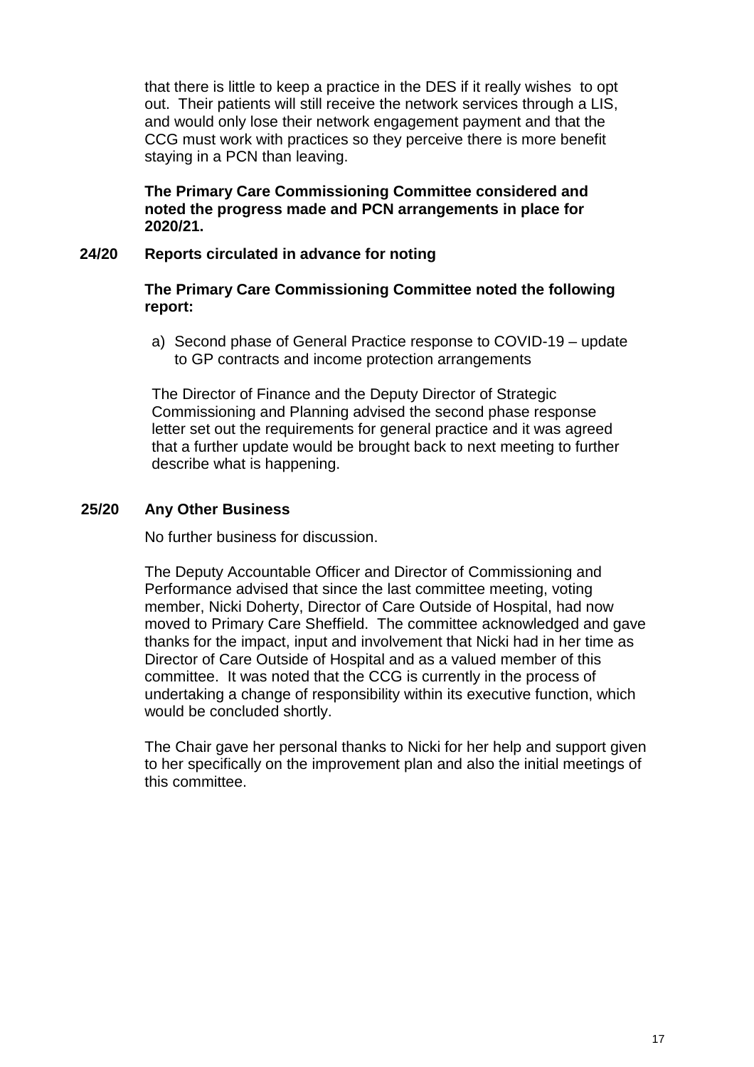that there is little to keep a practice in the DES if it really wishes to opt out. Their patients will still receive the network services through a LIS, and would only lose their network engagement payment and that the CCG must work with practices so they perceive there is more benefit staying in a PCN than leaving.

**The Primary Care Commissioning Committee considered and noted the progress made and PCN arrangements in place for 2020/21.**

## 24/20 Reports circulated in advance for noting

**The Primary Care Commissioning Committee noted the following report:**

a) Second phase of General Practice response to COVID-19 – update to GP contracts and income protection arrangements

The Director of Finance and the Deputy Director of Strategic Commissioning and Planning advised the second phase response letter set out the requirements for general practice and it was agreed that a further update would be brought back to next meeting to further describe what is happening.

## 25/20 Any Other Business

No further business for discussion.

The Deputy Accountable Officer and Director of Commissioning and Performance advised that since the last committee meeting, voting member, Nicki Doherty, Director of Care Outside of Hospital, had now moved to Primary Care Sheffield. The committee acknowledged and gave thanks for the impact, input and involvement that Nicki had in her time as Director of Care Outside of Hospital and as a valued member of this committee. It was noted that the CCG is currently in the process of undertaking a change of responsibility within its executive function, which would be concluded shortly.

The Chair gave her personal thanks to Nicki for her help and support given to her specifically on the improvement plan and also the initial meetings of this committee.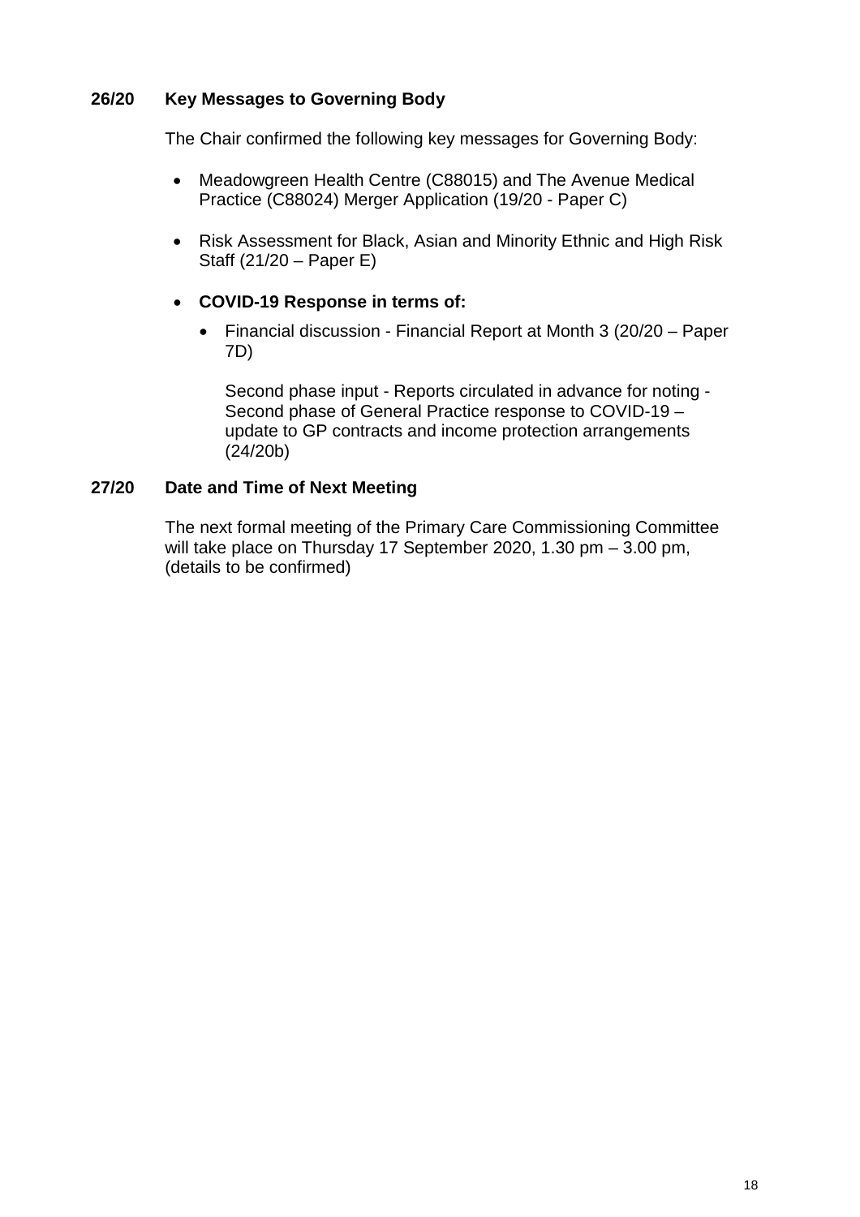**26/20 Key Messages to Governing Body**

The Chair confirmed the following key messages for Governing Body:

- Meadowgreen Health Centre (C88015) and The Avenue Medical Practice (C88024) Merger Application (19/20 - Paper C)
- Risk Assessment for Black, Asian and Minority Ethnic and High Risk Staff (21/20 – Paper E)
- **COVID-19 Response in terms of:**
  - Financial discussion - Financial Report at Month 3 (20/20 – Paper 7D)

    Second phase input - Reports circulated in advance for noting - Second phase of General Practice response to COVID-19 – update to GP contracts and income protection arrangements (24/20b)

**27/20 Date and Time of Next Meeting**

The next formal meeting of the Primary Care Commissioning Committee will take place on Thursday 17 September 2020, 1.30 pm – 3.00 pm, (details to be confirmed)